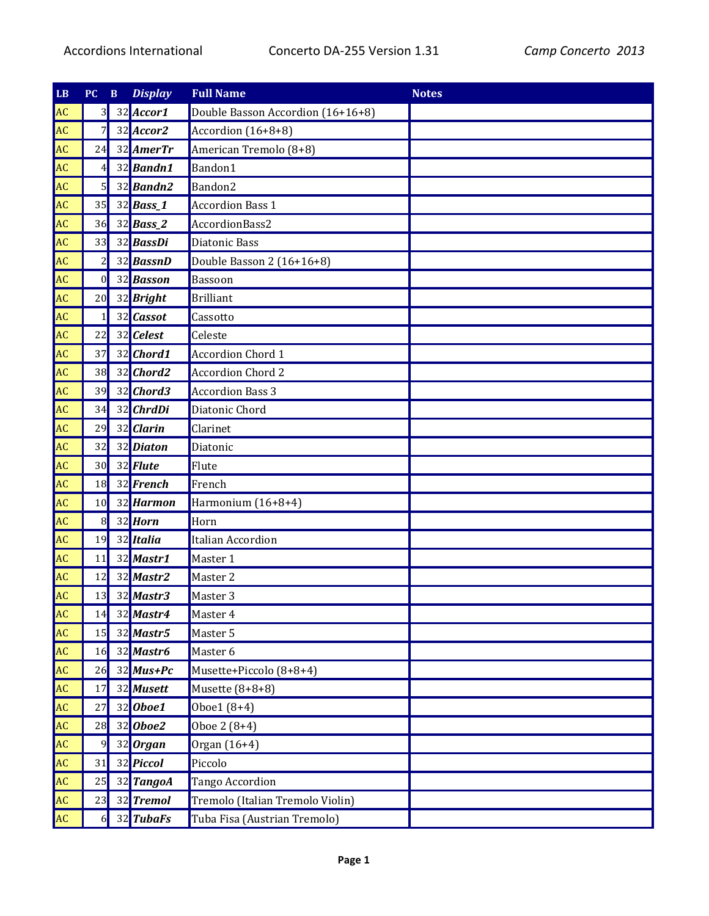| LB | PC | B | *Display* | Full Name | Notes |
|---|---|---|---|---|---|
| AC | 3 | 32 | ***Accor1*** | Double Basson Accordion (16+16+8) | |
| AC | 7 | 32 | ***Accor2*** | Accordion (16+8+8) | |
| AC | 24 | 32 | ***AmerTr*** | American Tremolo (8+8) | |
| AC | 4 | 32 | ***Bandn1*** | Bandon1 | |
| AC | 5 | 32 | ***Bandn2*** | Bandon2 | |
| AC | 35 | 32 | ***Bass_1*** | Accordion Bass 1 | |
| AC | 36 | 32 | ***Bass_2*** | AccordionBass2 | |
| AC | 33 | 32 | ***BassDi*** | Diatonic Bass | |
| AC | 2 | 32 | ***BassnD*** | Double Basson 2 (16+16+8) | |
| AC | 0 | 32 | ***Basson*** | Bassoon | |
| AC | 20 | 32 | ***Bright*** | Brilliant | |
| AC | 1 | 32 | ***Cassot*** | Cassotto | |
| AC | 22 | 32 | ***Celest*** | Celeste | |
| AC | 37 | 32 | ***Chord1*** | Accordion Chord 1 | |
| AC | 38 | 32 | ***Chord2*** | Accordion Chord 2 | |
| AC | 39 | 32 | ***Chord3*** | Accordion Bass 3 | |
| AC | 34 | 32 | ***ChrdDi*** | Diatonic Chord | |
| AC | 29 | 32 | ***Clarin*** | Clarinet | |
| AC | 32 | 32 | ***Diaton*** | Diatonic | |
| AC | 30 | 32 | ***Flute*** | Flute | |
| AC | 18 | 32 | ***French*** | French | |
| AC | 10 | 32 | ***Harmon*** | Harmonium (16+8+4) | |
| AC | 8 | 32 | ***Horn*** | Horn | |
| AC | 19 | 32 | ***Italia*** | Italian Accordion | |
| AC | 11 | 32 | ***Mastr1*** | Master 1 | |
| AC | 12 | 32 | ***Mastr2*** | Master 2 | |
| AC | 13 | 32 | ***Mastr3*** | Master 3 | |
| AC | 14 | 32 | ***Mastr4*** | Master 4 | |
| AC | 15 | 32 | ***Mastr5*** | Master 5 | |
| AC | 16 | 32 | ***Mastr6*** | Master 6 | |
| AC | 26 | 32 | ***Mus+Pc*** | Musette+Piccolo (8+8+4) | |
| AC | 17 | 32 | ***Musett*** | Musette (8+8+8) | |
| AC | 27 | 32 | ***Oboe1*** | Oboe1 (8+4) | |
| AC | 28 | 32 | ***Oboe2*** | Oboe 2 (8+4) | |
| AC | 9 | 32 | ***Organ*** | Organ (16+4) | |
| AC | 31 | 32 | ***Piccol*** | Piccolo | |
| AC | 25 | 32 | ***TangoA*** | Tango Accordion | |
| AC | 23 | 32 | ***Tremol*** | Tremolo (Italian Tremolo Violin) | |
| AC | 6 | 32 | ***TubaFs*** | Tuba Fisa (Austrian Tremolo) | |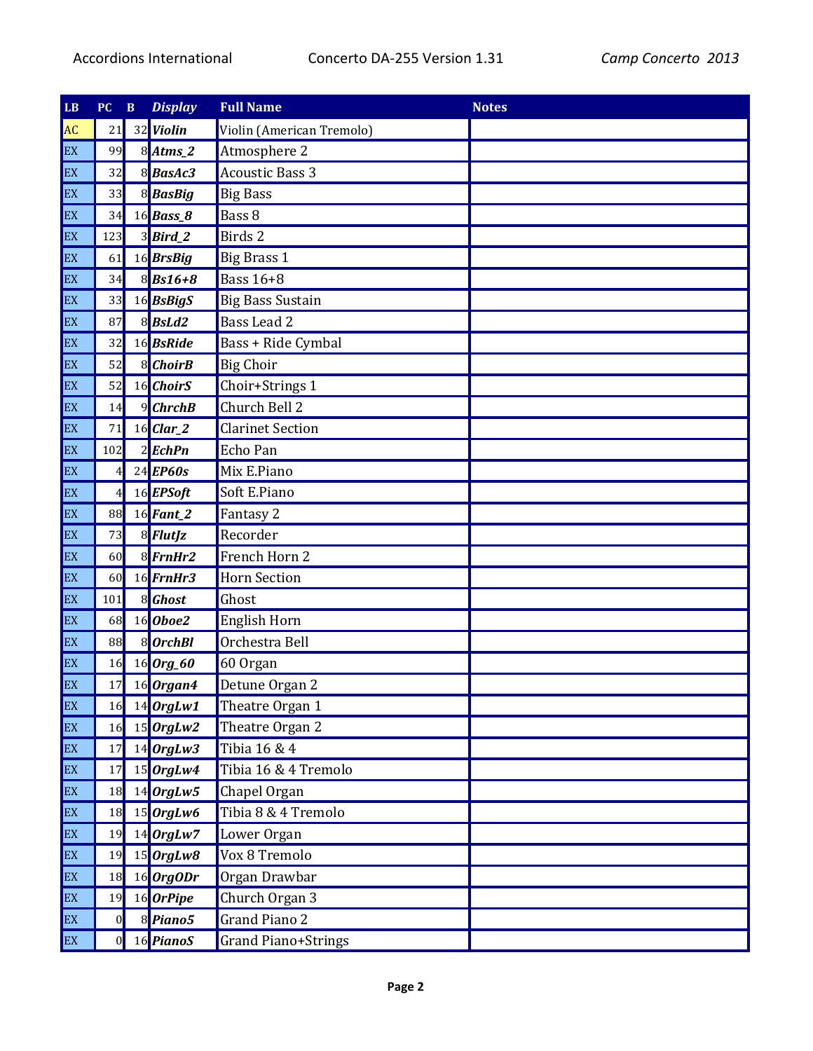| LB | PC | B | *Display* | Full Name | Notes |
|---|---|---|---|---|---|
| AC | 21 | 32 | ***Violin*** | Violin (American Tremolo) | |
| EX | 99 | 8 | ***Atms_2*** | Atmosphere 2 | |
| EX | 32 | 8 | ***BasAc3*** | Acoustic Bass 3 | |
| EX | 33 | 8 | ***BasBig*** | Big Bass | |
| EX | 34 | 16 | ***Bass_8*** | Bass 8 | |
| EX | 123 | 3 | ***Bird_2*** | Birds 2 | |
| EX | 61 | 16 | ***BrsBig*** | Big Brass 1 | |
| EX | 34 | 8 | ***Bs16+8*** | Bass 16+8 | |
| EX | 33 | 16 | ***BsBigS*** | Big Bass Sustain | |
| EX | 87 | 8 | ***BsLd2*** | Bass Lead 2 | |
| EX | 32 | 16 | ***BsRide*** | Bass + Ride Cymbal | |
| EX | 52 | 8 | ***ChoirB*** | Big Choir | |
| EX | 52 | 16 | ***ChoirS*** | Choir+Strings 1 | |
| EX | 14 | 9 | ***ChrchB*** | Church Bell 2 | |
| EX | 71 | 16 | ***Clar_2*** | Clarinet Section | |
| EX | 102 | 2 | ***EchPn*** | Echo Pan | |
| EX | 4 | 24 | ***EP60s*** | Mix E.Piano | |
| EX | 4 | 16 | ***EPSoft*** | Soft E.Piano | |
| EX | 88 | 16 | ***Fant_2*** | Fantasy 2 | |
| EX | 73 | 8 | ***FlutJz*** | Recorder | |
| EX | 60 | 8 | ***FrnHr2*** | French Horn 2 | |
| EX | 60 | 16 | ***FrnHr3*** | Horn Section | |
| EX | 101 | 8 | ***Ghost*** | Ghost | |
| EX | 68 | 16 | ***Oboe2*** | English Horn | |
| EX | 88 | 8 | ***OrchBl*** | Orchestra Bell | |
| EX | 16 | 16 | ***Org_60*** | 60 Organ | |
| EX | 17 | 16 | ***Organ4*** | Detune Organ 2 | |
| EX | 16 | 14 | ***OrgLw1*** | Theatre Organ 1 | |
| EX | 16 | 15 | ***OrgLw2*** | Theatre Organ 2 | |
| EX | 17 | 14 | ***OrgLw3*** | Tibia 16 & 4 | |
| EX | 17 | 15 | ***OrgLw4*** | Tibia 16 & 4 Tremolo | |
| EX | 18 | 14 | ***OrgLw5*** | Chapel Organ | |
| EX | 18 | 15 | ***OrgLw6*** | Tibia 8 & 4 Tremolo | |
| EX | 19 | 14 | ***OrgLw7*** | Lower Organ | |
| EX | 19 | 15 | ***OrgLw8*** | Vox 8 Tremolo | |
| EX | 18 | 16 | ***OrgODr*** | Organ Drawbar | |
| EX | 19 | 16 | ***OrPipe*** | Church Organ 3 | |
| EX | 0 | 8 | ***Piano5*** | Grand Piano 2 | |
| EX | 0 | 16 | ***PianoS*** | Grand Piano+Strings | |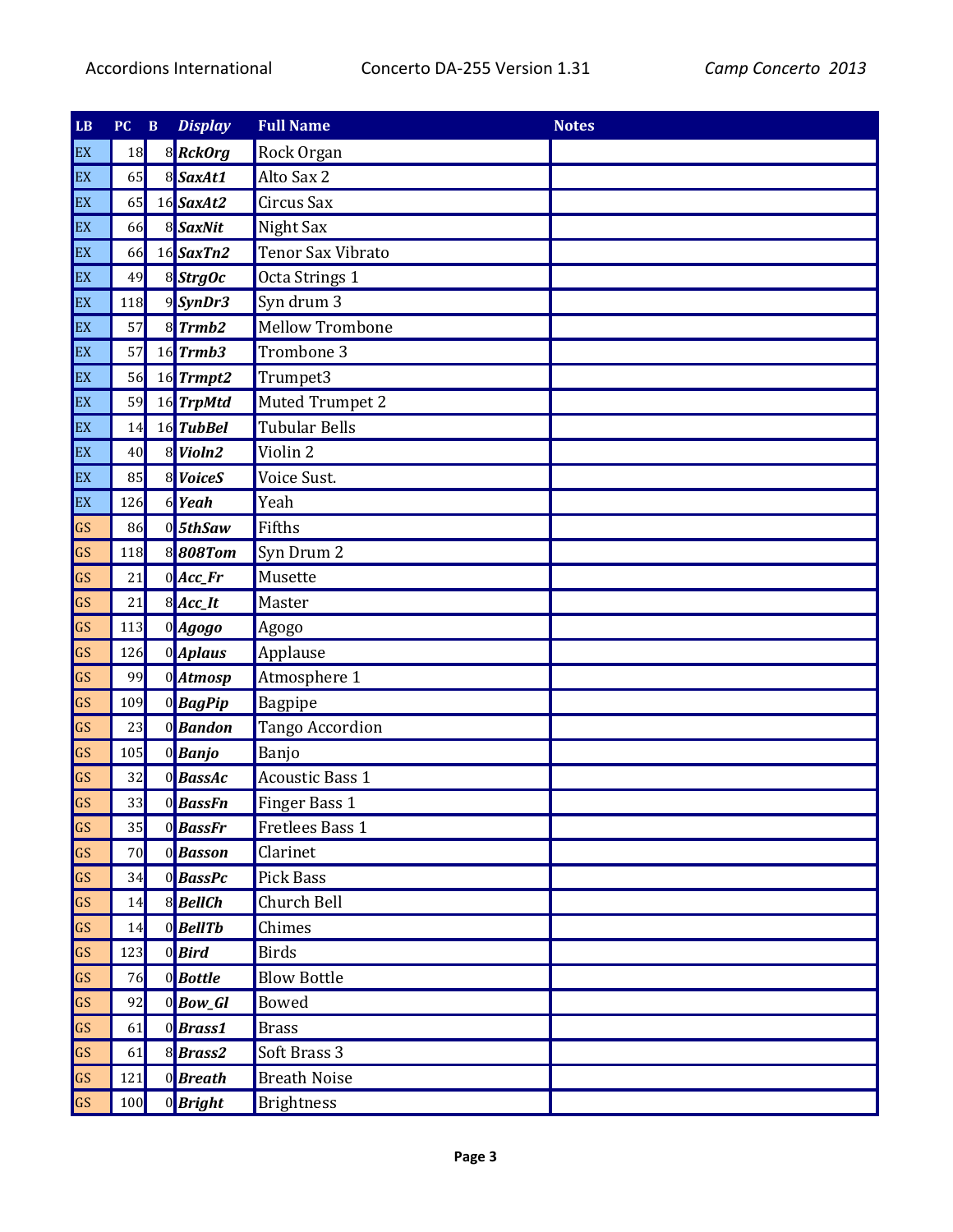| LB | PC | B | *Display* | Full Name | Notes |
|---|---|---|---|---|---|
| EX | 18 | 8 | ***RckOrg*** | Rock Organ | |
| EX | 65 | 8 | ***SaxAt1*** | Alto Sax 2 | |
| EX | 65 | 16 | ***SaxAt2*** | Circus Sax | |
| EX | 66 | 8 | ***SaxNit*** | Night Sax | |
| EX | 66 | 16 | ***SaxTn2*** | Tenor Sax Vibrato | |
| EX | 49 | 8 | ***StrgOc*** | Octa Strings 1 | |
| EX | 118 | 9 | ***SynDr3*** | Syn drum 3 | |
| EX | 57 | 8 | ***Trmb2*** | Mellow Trombone | |
| EX | 57 | 16 | ***Trmb3*** | Trombone 3 | |
| EX | 56 | 16 | ***Trmpt2*** | Trumpet3 | |
| EX | 59 | 16 | ***TrpMtd*** | Muted Trumpet 2 | |
| EX | 14 | 16 | ***TubBel*** | Tubular Bells | |
| EX | 40 | 8 | ***Violn2*** | Violin 2 | |
| EX | 85 | 8 | ***VoiceS*** | Voice Sust. | |
| EX | 126 | 6 | ***Yeah*** | Yeah | |
| GS | 86 | 0 | ***5thSaw*** | Fifths | |
| GS | 118 | 8 | ***808Tom*** | Syn Drum 2 | |
| GS | 21 | 0 | ***Acc_Fr*** | Musette | |
| GS | 21 | 8 | ***Acc_It*** | Master | |
| GS | 113 | 0 | ***Agogo*** | Agogo | |
| GS | 126 | 0 | ***Aplaus*** | Applause | |
| GS | 99 | 0 | ***Atmosp*** | Atmosphere 1 | |
| GS | 109 | 0 | ***BagPip*** | Bagpipe | |
| GS | 23 | 0 | ***Bandon*** | Tango Accordion | |
| GS | 105 | 0 | ***Banjo*** | Banjo | |
| GS | 32 | 0 | ***BassAc*** | Acoustic Bass 1 | |
| GS | 33 | 0 | ***BassFn*** | Finger Bass 1 | |
| GS | 35 | 0 | ***BassFr*** | Fretlees Bass 1 | |
| GS | 70 | 0 | ***Basson*** | Clarinet | |
| GS | 34 | 0 | ***BassPc*** | Pick Bass | |
| GS | 14 | 8 | ***BellCh*** | Church Bell | |
| GS | 14 | 0 | ***BellTb*** | Chimes | |
| GS | 123 | 0 | ***Bird*** | Birds | |
| GS | 76 | 0 | ***Bottle*** | Blow Bottle | |
| GS | 92 | 0 | ***Bow_Gl*** | Bowed | |
| GS | 61 | 0 | ***Brass1*** | Brass | |
| GS | 61 | 8 | ***Brass2*** | Soft Brass 3 | |
| GS | 121 | 0 | ***Breath*** | Breath Noise | |
| GS | 100 | 0 | ***Bright*** | Brightness | |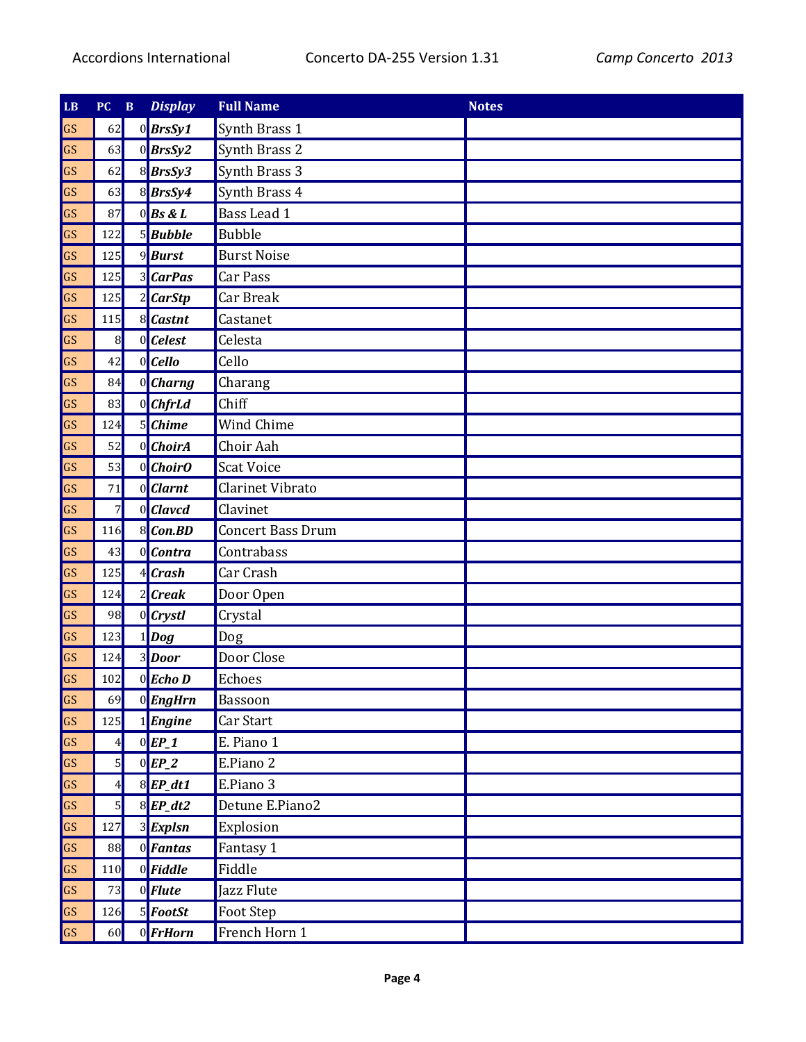| LB | PC | B | *Display* | Full Name | Notes |
|---|---|---|---|---|---|
| GS | 62 | 0 | ***BrsSy1*** | Synth Brass 1 | |
| GS | 63 | 0 | ***BrsSy2*** | Synth Brass 2 | |
| GS | 62 | 8 | ***BrsSy3*** | Synth Brass 3 | |
| GS | 63 | 8 | ***BrsSy4*** | Synth Brass 4 | |
| GS | 87 | 0 | ***Bs & L*** | Bass Lead 1 | |
| GS | 122 | 5 | ***Bubble*** | Bubble | |
| GS | 125 | 9 | ***Burst*** | Burst Noise | |
| GS | 125 | 3 | ***CarPas*** | Car Pass | |
| GS | 125 | 2 | ***CarStp*** | Car Break | |
| GS | 115 | 8 | ***Castnt*** | Castanet | |
| GS | 8 | 0 | ***Celest*** | Celesta | |
| GS | 42 | 0 | ***Cello*** | Cello | |
| GS | 84 | 0 | ***Charng*** | Charang | |
| GS | 83 | 0 | ***ChfrLd*** | Chiff | |
| GS | 124 | 5 | ***Chime*** | Wind Chime | |
| GS | 52 | 0 | ***ChoirA*** | Choir Aah | |
| GS | 53 | 0 | ***ChoirO*** | Scat Voice | |
| GS | 71 | 0 | ***Clarnt*** | Clarinet Vibrato | |
| GS | 7 | 0 | ***Clavcd*** | Clavinet | |
| GS | 116 | 8 | ***Con.BD*** | Concert Bass Drum | |
| GS | 43 | 0 | ***Contra*** | Contrabass | |
| GS | 125 | 4 | ***Crash*** | Car Crash | |
| GS | 124 | 2 | ***Creak*** | Door Open | |
| GS | 98 | 0 | ***Crystl*** | Crystal | |
| GS | 123 | 1 | ***Dog*** | Dog | |
| GS | 124 | 3 | ***Door*** | Door Close | |
| GS | 102 | 0 | ***Echo D*** | Echoes | |
| GS | 69 | 0 | ***EngHrn*** | Bassoon | |
| GS | 125 | 1 | ***Engine*** | Car Start | |
| GS | 4 | 0 | ***EP_1*** | E. Piano 1 | |
| GS | 5 | 0 | ***EP_2*** | E.Piano 2 | |
| GS | 4 | 8 | ***EP_dt1*** | E.Piano 3 | |
| GS | 5 | 8 | ***EP_dt2*** | Detune E.Piano2 | |
| GS | 127 | 3 | ***Explsn*** | Explosion | |
| GS | 88 | 0 | ***Fantas*** | Fantasy 1 | |
| GS | 110 | 0 | ***Fiddle*** | Fiddle | |
| GS | 73 | 0 | ***Flute*** | Jazz Flute | |
| GS | 126 | 5 | ***FootSt*** | Foot Step | |
| GS | 60 | 0 | ***FrHorn*** | French Horn 1 | |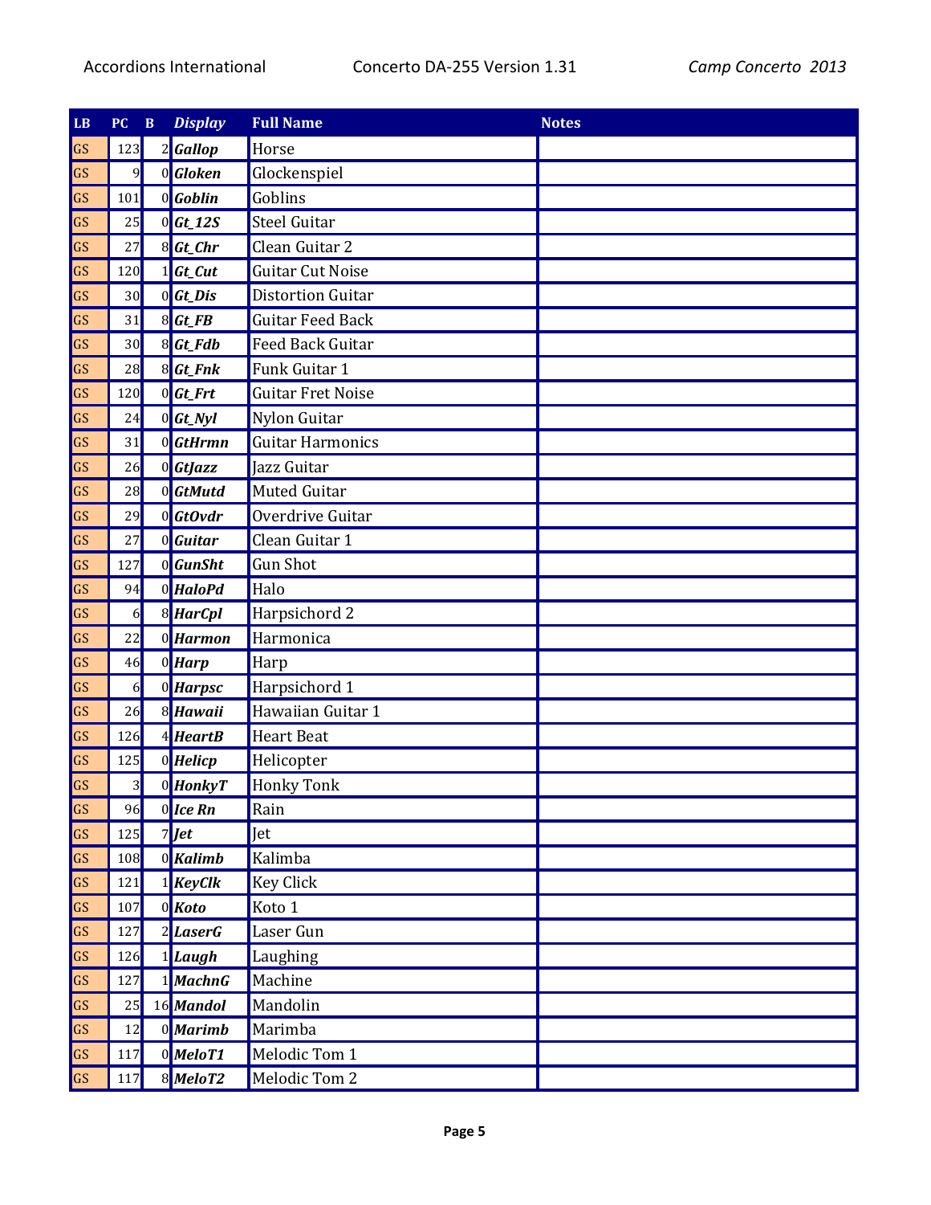| LB | PC | B | *Display* | Full Name | Notes |
|---|---|---|---|---|---|
| GS | 123 | 2 | ***Gallop*** | Horse | |
| GS | 9 | 0 | ***Gloken*** | Glockenspiel | |
| GS | 101 | 0 | ***Goblin*** | Goblins | |
| GS | 25 | 0 | ***Gt_12S*** | Steel Guitar | |
| GS | 27 | 8 | ***Gt_Chr*** | Clean Guitar 2 | |
| GS | 120 | 1 | ***Gt_Cut*** | Guitar Cut Noise | |
| GS | 30 | 0 | ***Gt_Dis*** | Distortion Guitar | |
| GS | 31 | 8 | ***Gt_FB*** | Guitar Feed Back | |
| GS | 30 | 8 | ***Gt_Fdb*** | Feed Back Guitar | |
| GS | 28 | 8 | ***Gt_Fnk*** | Funk Guitar 1 | |
| GS | 120 | 0 | ***Gt_Frt*** | Guitar Fret Noise | |
| GS | 24 | 0 | ***Gt_Nyl*** | Nylon Guitar | |
| GS | 31 | 0 | ***GtHrmn*** | Guitar Harmonics | |
| GS | 26 | 0 | ***GtJazz*** | Jazz Guitar | |
| GS | 28 | 0 | ***GtMutd*** | Muted Guitar | |
| GS | 29 | 0 | ***GtOvdr*** | Overdrive Guitar | |
| GS | 27 | 0 | ***Guitar*** | Clean Guitar 1 | |
| GS | 127 | 0 | ***GunSht*** | Gun Shot | |
| GS | 94 | 0 | ***HaloPd*** | Halo | |
| GS | 6 | 8 | ***HarCpl*** | Harpsichord 2 | |
| GS | 22 | 0 | ***Harmon*** | Harmonica | |
| GS | 46 | 0 | ***Harp*** | Harp | |
| GS | 6 | 0 | ***Harpsc*** | Harpsichord 1 | |
| GS | 26 | 8 | ***Hawaii*** | Hawaiian Guitar 1 | |
| GS | 126 | 4 | ***HeartB*** | Heart Beat | |
| GS | 125 | 0 | ***Helicp*** | Helicopter | |
| GS | 3 | 0 | ***HonkyT*** | Honky Tonk | |
| GS | 96 | 0 | ***Ice Rn*** | Rain | |
| GS | 125 | 7 | ***Jet*** | Jet | |
| GS | 108 | 0 | ***Kalimb*** | Kalimba | |
| GS | 121 | 1 | ***KeyClk*** | Key Click | |
| GS | 107 | 0 | ***Koto*** | Koto 1 | |
| GS | 127 | 2 | ***LaserG*** | Laser Gun | |
| GS | 126 | 1 | ***Laugh*** | Laughing | |
| GS | 127 | 1 | ***MachnG*** | Machine | |
| GS | 25 | 16 | ***Mandol*** | Mandolin | |
| GS | 12 | 0 | ***Marimb*** | Marimba | |
| GS | 117 | 0 | ***MeloT1*** | Melodic Tom 1 | |
| GS | 117 | 8 | ***MeloT2*** | Melodic Tom 2 | |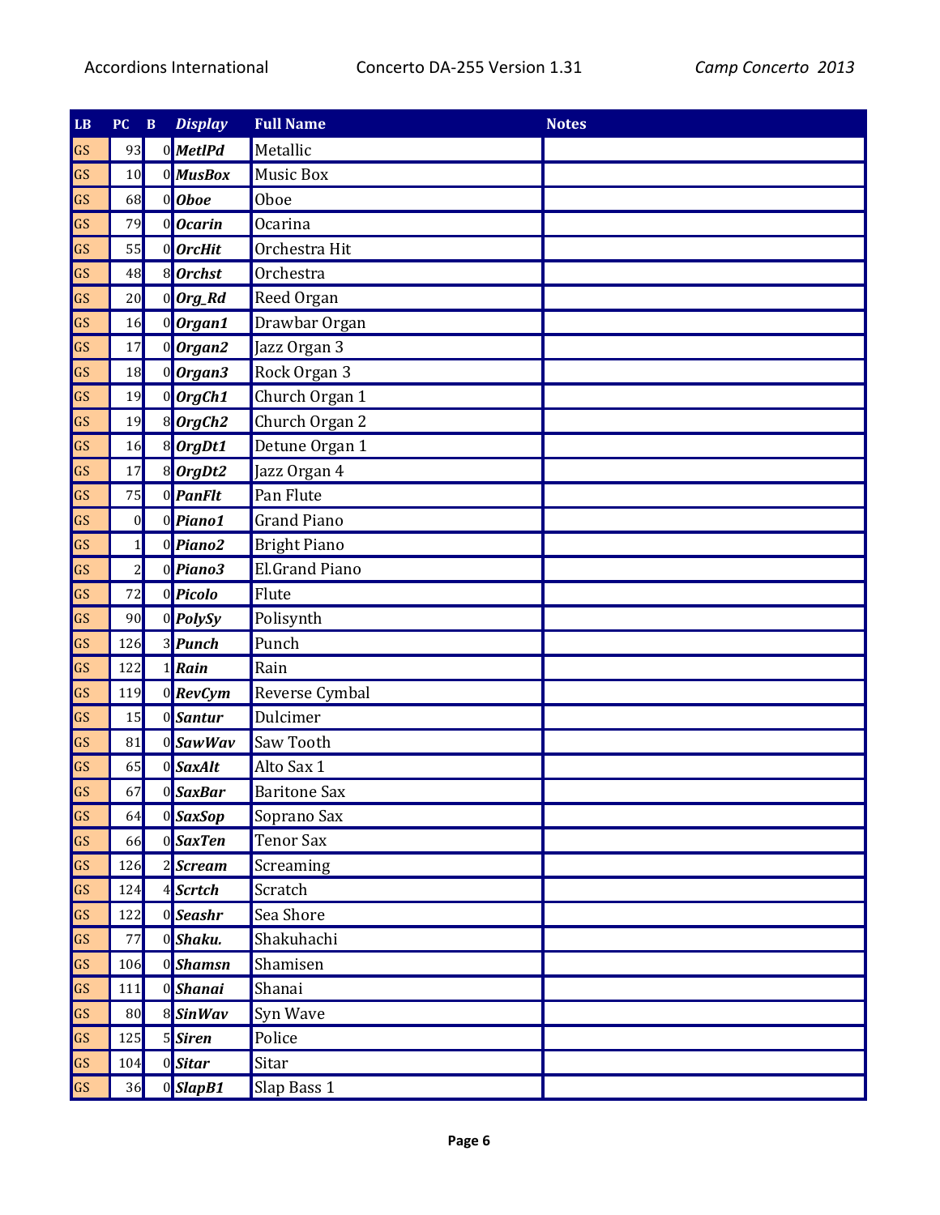| LB | PC | B | *Display* | Full Name | Notes |
|---|---|---|---|---|---|
| GS | 93 | 0 | ***MetlPd*** | Metallic | |
| GS | 10 | 0 | ***MusBox*** | Music Box | |
| GS | 68 | 0 | ***Oboe*** | Oboe | |
| GS | 79 | 0 | ***Ocarin*** | Ocarina | |
| GS | 55 | 0 | ***OrcHit*** | Orchestra Hit | |
| GS | 48 | 8 | ***Orchst*** | Orchestra | |
| GS | 20 | 0 | ***Org_Rd*** | Reed Organ | |
| GS | 16 | 0 | ***Organ1*** | Drawbar Organ | |
| GS | 17 | 0 | ***Organ2*** | Jazz Organ 3 | |
| GS | 18 | 0 | ***Organ3*** | Rock Organ 3 | |
| GS | 19 | 0 | ***OrgCh1*** | Church Organ 1 | |
| GS | 19 | 8 | ***OrgCh2*** | Church Organ 2 | |
| GS | 16 | 8 | ***OrgDt1*** | Detune Organ 1 | |
| GS | 17 | 8 | ***OrgDt2*** | Jazz Organ 4 | |
| GS | 75 | 0 | ***PanFlt*** | Pan Flute | |
| GS | 0 | 0 | ***Piano1*** | Grand Piano | |
| GS | 1 | 0 | ***Piano2*** | Bright Piano | |
| GS | 2 | 0 | ***Piano3*** | El.Grand Piano | |
| GS | 72 | 0 | ***Picolo*** | Flute | |
| GS | 90 | 0 | ***PolySy*** | Polisynth | |
| GS | 126 | 3 | ***Punch*** | Punch | |
| GS | 122 | 1 | ***Rain*** | Rain | |
| GS | 119 | 0 | ***RevCym*** | Reverse Cymbal | |
| GS | 15 | 0 | ***Santur*** | Dulcimer | |
| GS | 81 | 0 | ***SawWav*** | Saw Tooth | |
| GS | 65 | 0 | ***SaxAlt*** | Alto Sax 1 | |
| GS | 67 | 0 | ***SaxBar*** | Baritone Sax | |
| GS | 64 | 0 | ***SaxSop*** | Soprano Sax | |
| GS | 66 | 0 | ***SaxTen*** | Tenor Sax | |
| GS | 126 | 2 | ***Scream*** | Screaming | |
| GS | 124 | 4 | ***Scrtch*** | Scratch | |
| GS | 122 | 0 | ***Seashr*** | Sea Shore | |
| GS | 77 | 0 | ***Shaku.*** | Shakuhachi | |
| GS | 106 | 0 | ***Shamsn*** | Shamisen | |
| GS | 111 | 0 | ***Shanai*** | Shanai | |
| GS | 80 | 8 | ***SinWav*** | Syn Wave | |
| GS | 125 | 5 | ***Siren*** | Police | |
| GS | 104 | 0 | ***Sitar*** | Sitar | |
| GS | 36 | 0 | ***SlapB1*** | Slap Bass 1 | |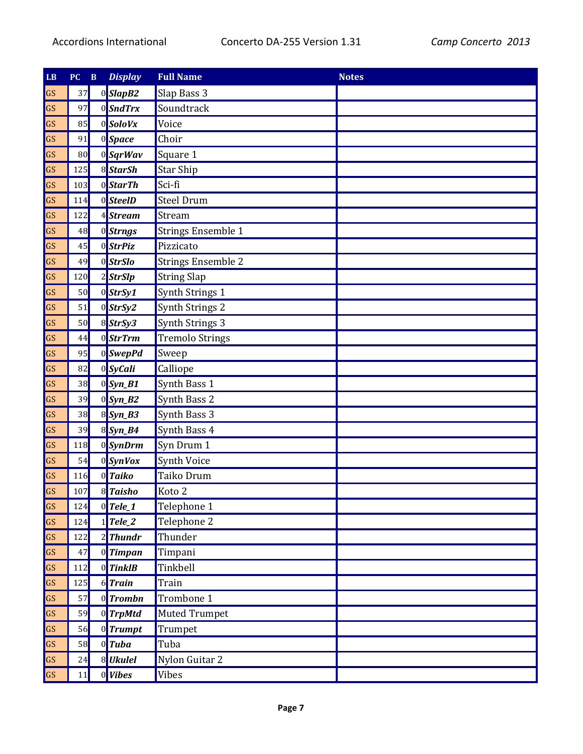| LB | PC | B | *Display* | Full Name | Notes |
|---|---|---|---|---|---|
| GS | 37 | 0 | ***SlapB2*** | Slap Bass 3 | |
| GS | 97 | 0 | ***SndTrx*** | Soundtrack | |
| GS | 85 | 0 | ***SoloVx*** | Voice | |
| GS | 91 | 0 | ***Space*** | Choir | |
| GS | 80 | 0 | ***SqrWav*** | Square 1 | |
| GS | 125 | 8 | ***StarSh*** | Star Ship | |
| GS | 103 | 0 | ***StarTh*** | Sci-fi | |
| GS | 114 | 0 | ***SteelD*** | Steel Drum | |
| GS | 122 | 4 | ***Stream*** | Stream | |
| GS | 48 | 0 | ***Strngs*** | Strings Ensemble 1 | |
| GS | 45 | 0 | ***StrPiz*** | Pizzicato | |
| GS | 49 | 0 | ***StrSlo*** | Strings Ensemble 2 | |
| GS | 120 | 2 | ***StrSlp*** | String Slap | |
| GS | 50 | 0 | ***StrSy1*** | Synth Strings 1 | |
| GS | 51 | 0 | ***StrSy2*** | Synth Strings 2 | |
| GS | 50 | 8 | ***StrSy3*** | Synth Strings 3 | |
| GS | 44 | 0 | ***StrTrm*** | Tremolo Strings | |
| GS | 95 | 0 | ***SwepPd*** | Sweep | |
| GS | 82 | 0 | ***SyCali*** | Calliope | |
| GS | 38 | 0 | ***Syn_B1*** | Synth Bass 1 | |
| GS | 39 | 0 | ***Syn_B2*** | Synth Bass 2 | |
| GS | 38 | 8 | ***Syn_B3*** | Synth Bass 3 | |
| GS | 39 | 8 | ***Syn_B4*** | Synth Bass 4 | |
| GS | 118 | 0 | ***SynDrm*** | Syn Drum 1 | |
| GS | 54 | 0 | ***SynVox*** | Synth Voice | |
| GS | 116 | 0 | ***Taiko*** | Taiko Drum | |
| GS | 107 | 8 | ***Taisho*** | Koto 2 | |
| GS | 124 | 0 | ***Tele_1*** | Telephone 1 | |
| GS | 124 | 1 | ***Tele_2*** | Telephone 2 | |
| GS | 122 | 2 | ***Thundr*** | Thunder | |
| GS | 47 | 0 | ***Timpan*** | Timpani | |
| GS | 112 | 0 | ***TinklB*** | Tinkbell | |
| GS | 125 | 6 | ***Train*** | Train | |
| GS | 57 | 0 | ***Trombn*** | Trombone 1 | |
| GS | 59 | 0 | ***TrpMtd*** | Muted Trumpet | |
| GS | 56 | 0 | ***Trumpt*** | Trumpet | |
| GS | 58 | 0 | ***Tuba*** | Tuba | |
| GS | 24 | 8 | ***Ukulel*** | Nylon Guitar 2 | |
| GS | 11 | 0 | ***Vibes*** | Vibes | |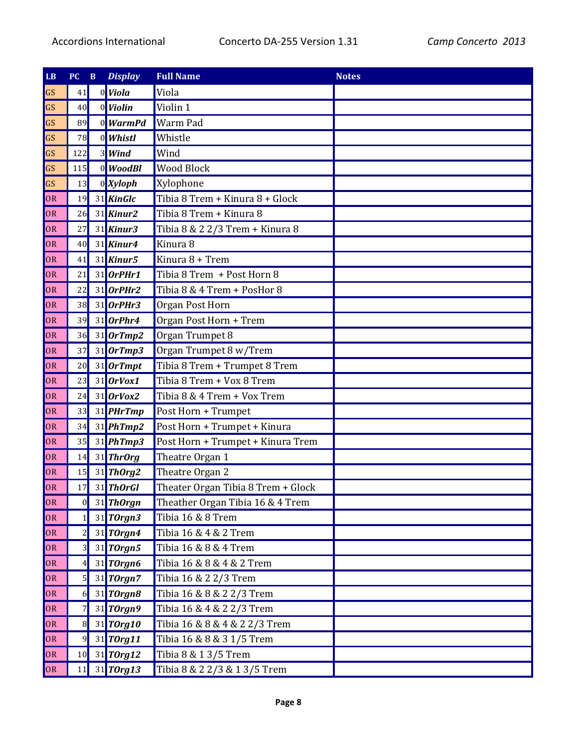| LB | PC | B | *Display* | Full Name | Notes |
|---|---|---|---|---|---|
| GS | 41 | 0 | ***Viola*** | Viola | |
| GS | 40 | 0 | ***Violin*** | Violin 1 | |
| GS | 89 | 0 | ***WarmPd*** | Warm Pad | |
| GS | 78 | 0 | ***Whistl*** | Whistle | |
| GS | 122 | 3 | ***Wind*** | Wind | |
| GS | 115 | 0 | ***WoodBl*** | Wood Block | |
| GS | 13 | 0 | ***Xyloph*** | Xylophone | |
| OR | 19 | 31 | ***KinGlc*** | Tibia 8 Trem + Kinura 8 + Glock | |
| OR | 26 | 31 | ***Kinur2*** | Tibia 8 Trem + Kinura 8 | |
| OR | 27 | 31 | ***Kinur3*** | Tibia 8 & 2 2/3 Trem + Kinura 8 | |
| OR | 40 | 31 | ***Kinur4*** | Kinura 8 | |
| OR | 41 | 31 | ***Kinur5*** | Kinura 8 + Trem | |
| OR | 21 | 31 | ***OrPHr1*** | Tibia 8 Trem + Post Horn 8 | |
| OR | 22 | 31 | ***OrPHr2*** | Tibia 8 & 4 Trem + PosHor 8 | |
| OR | 38 | 31 | ***OrPHr3*** | Organ Post Horn | |
| OR | 39 | 31 | ***OrPhr4*** | Organ Post Horn + Trem | |
| OR | 36 | 31 | ***OrTmp2*** | Organ Trumpet 8 | |
| OR | 37 | 31 | ***OrTmp3*** | Organ Trumpet 8 w/Trem | |
| OR | 20 | 31 | ***OrTmpt*** | Tibia 8 Trem + Trumpet 8 Trem | |
| OR | 23 | 31 | ***OrVox1*** | Tibia 8 Trem + Vox 8 Trem | |
| OR | 24 | 31 | ***OrVox2*** | Tibia 8 & 4 Trem + Vox Trem | |
| OR | 33 | 31 | ***PHrTmp*** | Post Horn + Trumpet | |
| OR | 34 | 31 | ***PhTmp2*** | Post Horn + Trumpet + Kinura | |
| OR | 35 | 31 | ***PhTmp3*** | Post Horn + Trumpet + Kinura Trem | |
| OR | 14 | 31 | ***ThrOrg*** | Theatre Organ 1 | |
| OR | 15 | 31 | ***ThOrg2*** | Theatre Organ 2 | |
| OR | 17 | 31 | ***ThOrGl*** | Theater Organ Tibia 8 Trem + Glock | |
| OR | 0 | 31 | ***ThOrgn*** | Theather Organ Tibia 16 & 4 Trem | |
| OR | 1 | 31 | ***TOrgn3*** | Tibia 16 & 8 Trem | |
| OR | 2 | 31 | ***TOrgn4*** | Tibia 16 & 4 & 2 Trem | |
| OR | 3 | 31 | ***TOrgn5*** | Tibia 16 & 8 & 4 Trem | |
| OR | 4 | 31 | ***TOrgn6*** | Tibia 16 & 8 & 4 & 2 Trem | |
| OR | 5 | 31 | ***TOrgn7*** | Tibia 16 & 2 2/3 Trem | |
| OR | 6 | 31 | ***TOrgn8*** | Tibia 16 & 8 & 2 2/3 Trem | |
| OR | 7 | 31 | ***TOrgn9*** | Tibia 16 & 4 & 2 2/3 Trem | |
| OR | 8 | 31 | ***TOrg10*** | Tibia 16 & 8 & 4 & 2 2/3 Trem | |
| OR | 9 | 31 | ***TOrg11*** | Tibia 16 & 8 & 3 1/5 Trem | |
| OR | 10 | 31 | ***TOrg12*** | Tibia 8 & 1 3/5 Trem | |
| OR | 11 | 31 | ***TOrg13*** | Tibia 8 & 2 2/3 & 1 3/5 Trem | |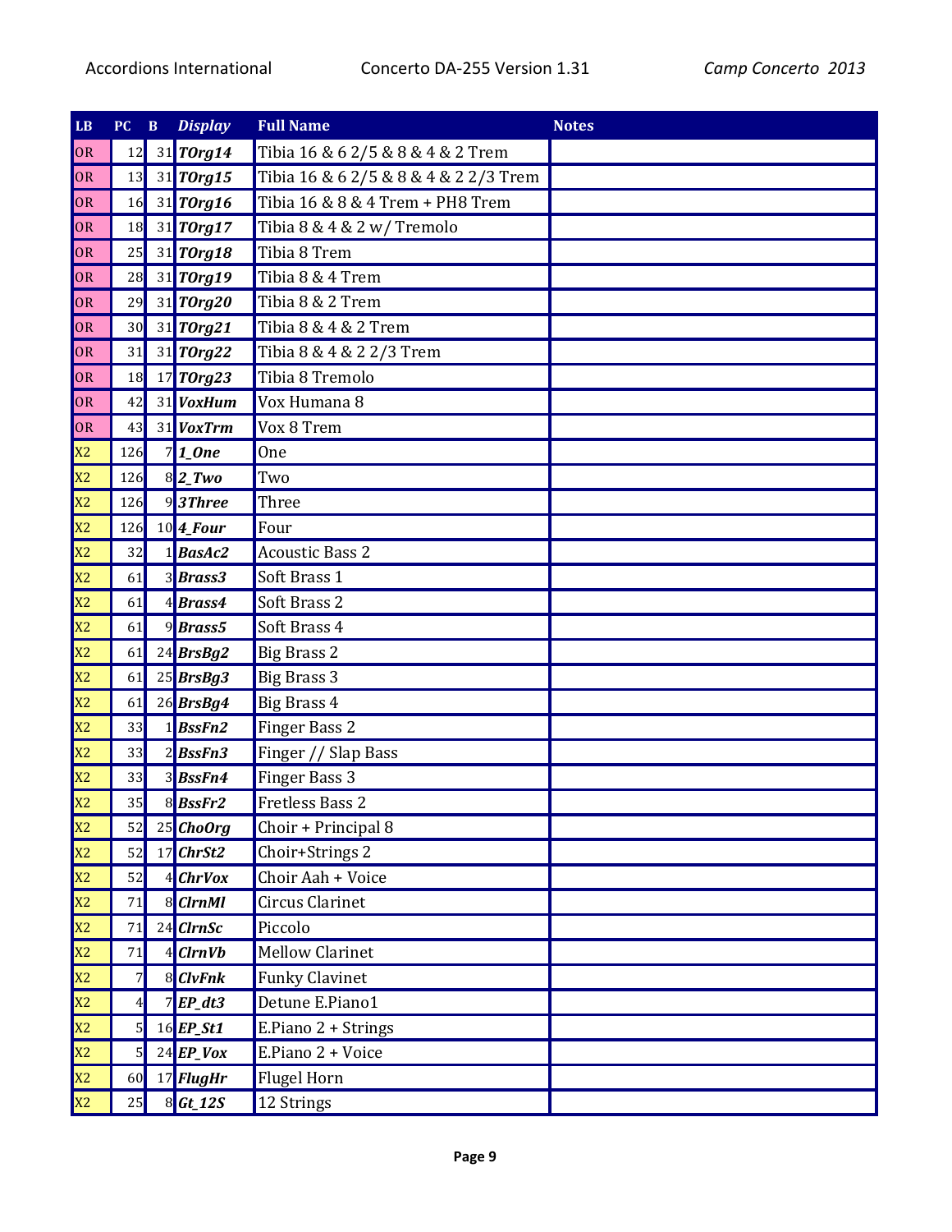| LB | PC | B | *Display* | Full Name | Notes |
|---|---|---|---|---|---|
| OR | 12 | 31 | ***TOrg14*** | Tibia 16 & 6 2/5 & 8 & 4 & 2 Trem | |
| OR | 13 | 31 | ***TOrg15*** | Tibia 16 & 6 2/5 & 8 & 4 & 2 2/3 Trem | |
| OR | 16 | 31 | ***TOrg16*** | Tibia 16 & 8 & 4 Trem + PH8 Trem | |
| OR | 18 | 31 | ***TOrg17*** | Tibia 8 & 4 & 2 w/ Tremolo | |
| OR | 25 | 31 | ***TOrg18*** | Tibia 8 Trem | |
| OR | 28 | 31 | ***TOrg19*** | Tibia 8 & 4 Trem | |
| OR | 29 | 31 | ***TOrg20*** | Tibia 8 & 2 Trem | |
| OR | 30 | 31 | ***TOrg21*** | Tibia 8 & 4 & 2 Trem | |
| OR | 31 | 31 | ***TOrg22*** | Tibia 8 & 4 & 2 2/3 Trem | |
| OR | 18 | 17 | ***TOrg23*** | Tibia 8 Tremolo | |
| OR | 42 | 31 | ***VoxHum*** | Vox Humana 8 | |
| OR | 43 | 31 | ***VoxTrm*** | Vox 8 Trem | |
| X2 | 126 | 7 | ***1_One*** | One | |
| X2 | 126 | 8 | ***2_Two*** | Two | |
| X2 | 126 | 9 | ***3Three*** | Three | |
| X2 | 126 | 10 | ***4_Four*** | Four | |
| X2 | 32 | 1 | ***BasAc2*** | Acoustic Bass 2 | |
| X2 | 61 | 3 | ***Brass3*** | Soft Brass 1 | |
| X2 | 61 | 4 | ***Brass4*** | Soft Brass 2 | |
| X2 | 61 | 9 | ***Brass5*** | Soft Brass 4 | |
| X2 | 61 | 24 | ***BrsBg2*** | Big Brass 2 | |
| X2 | 61 | 25 | ***BrsBg3*** | Big Brass 3 | |
| X2 | 61 | 26 | ***BrsBg4*** | Big Brass 4 | |
| X2 | 33 | 1 | ***BssFn2*** | Finger Bass 2 | |
| X2 | 33 | 2 | ***BssFn3*** | Finger // Slap Bass | |
| X2 | 33 | 3 | ***BssFn4*** | Finger Bass 3 | |
| X2 | 35 | 8 | ***BssFr2*** | Fretless Bass 2 | |
| X2 | 52 | 25 | ***ChoOrg*** | Choir + Principal 8 | |
| X2 | 52 | 17 | ***ChrSt2*** | Choir+Strings 2 | |
| X2 | 52 | 4 | ***ChrVox*** | Choir Aah + Voice | |
| X2 | 71 | 8 | ***ClrnMl*** | Circus Clarinet | |
| X2 | 71 | 24 | ***ClrnSc*** | Piccolo | |
| X2 | 71 | 4 | ***ClrnVb*** | Mellow Clarinet | |
| X2 | 7 | 8 | ***ClvFnk*** | Funky Clavinet | |
| X2 | 4 | 7 | ***EP_dt3*** | Detune E.Piano1 | |
| X2 | 5 | 16 | ***EP_St1*** | E.Piano 2 + Strings | |
| X2 | 5 | 24 | ***EP_Vox*** | E.Piano 2 + Voice | |
| X2 | 60 | 17 | ***FlugHr*** | Flugel Horn | |
| X2 | 25 | 8 | ***Gt_12S*** | 12 Strings | |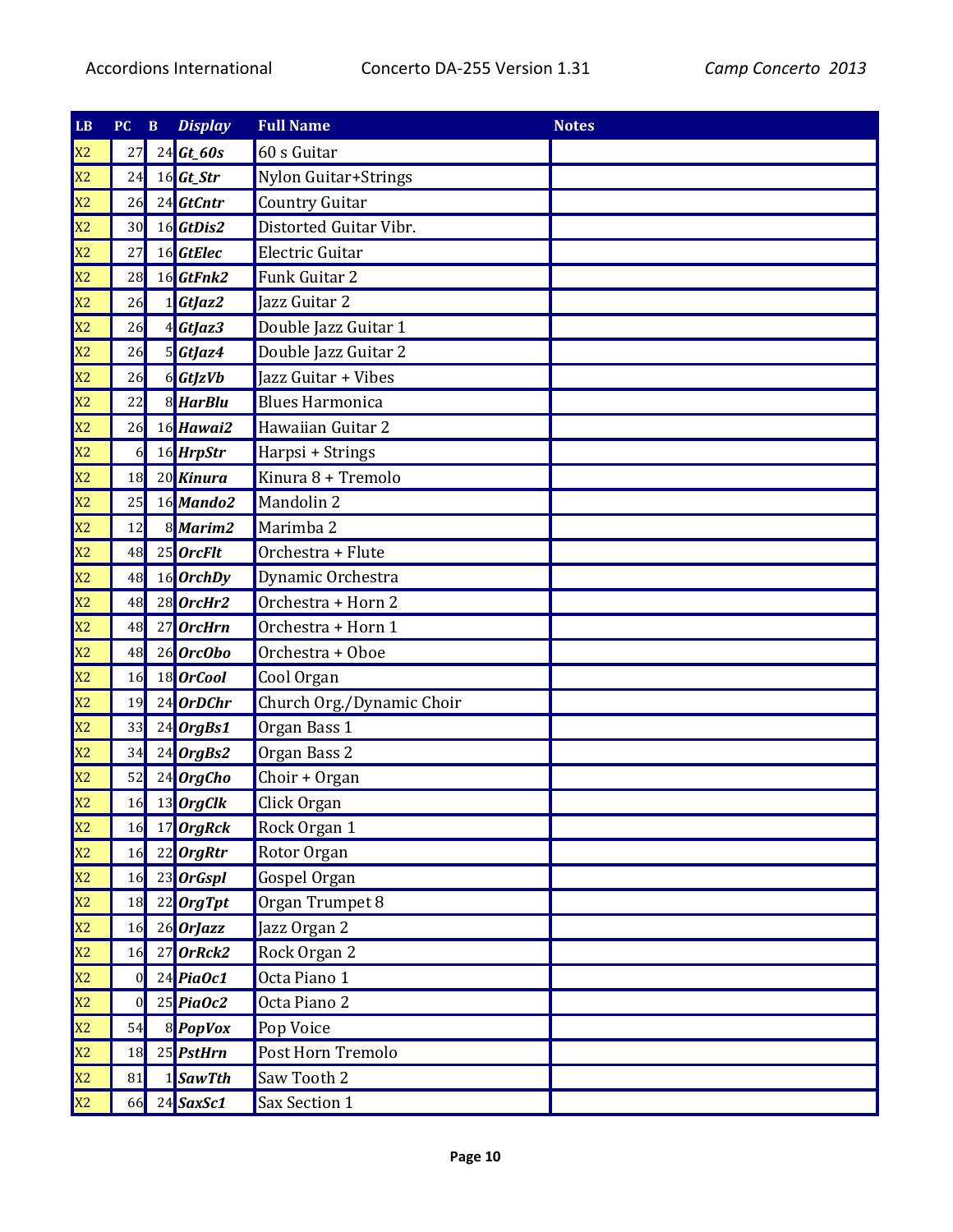| LB | PC | B | *Display* | Full Name | Notes |
|---|---|---|---|---|---|
| X2 | 27 | 24 | ***Gt_60s*** | 60 s Guitar | |
| X2 | 24 | 16 | ***Gt_Str*** | Nylon Guitar+Strings | |
| X2 | 26 | 24 | ***GtCntr*** | Country Guitar | |
| X2 | 30 | 16 | ***GtDis2*** | Distorted Guitar Vibr. | |
| X2 | 27 | 16 | ***GtElec*** | Electric Guitar | |
| X2 | 28 | 16 | ***GtFnk2*** | Funk Guitar 2 | |
| X2 | 26 | 1 | ***GtJaz2*** | Jazz Guitar 2 | |
| X2 | 26 | 4 | ***GtJaz3*** | Double Jazz Guitar 1 | |
| X2 | 26 | 5 | ***GtJaz4*** | Double Jazz Guitar 2 | |
| X2 | 26 | 6 | ***GtJzVb*** | Jazz Guitar + Vibes | |
| X2 | 22 | 8 | ***HarBlu*** | Blues Harmonica | |
| X2 | 26 | 16 | ***Hawai2*** | Hawaiian Guitar 2 | |
| X2 | 6 | 16 | ***HrpStr*** | Harpsi + Strings | |
| X2 | 18 | 20 | ***Kinura*** | Kinura 8 + Tremolo | |
| X2 | 25 | 16 | ***Mando2*** | Mandolin 2 | |
| X2 | 12 | 8 | ***Marim2*** | Marimba 2 | |
| X2 | 48 | 25 | ***OrcFlt*** | Orchestra + Flute | |
| X2 | 48 | 16 | ***OrchDy*** | Dynamic Orchestra | |
| X2 | 48 | 28 | ***OrcHr2*** | Orchestra + Horn 2 | |
| X2 | 48 | 27 | ***OrcHrn*** | Orchestra + Horn 1 | |
| X2 | 48 | 26 | ***OrcObo*** | Orchestra + Oboe | |
| X2 | 16 | 18 | ***OrCool*** | Cool Organ | |
| X2 | 19 | 24 | ***OrDChr*** | Church Org./Dynamic Choir | |
| X2 | 33 | 24 | ***OrgBs1*** | Organ Bass 1 | |
| X2 | 34 | 24 | ***OrgBs2*** | Organ Bass 2 | |
| X2 | 52 | 24 | ***OrgCho*** | Choir + Organ | |
| X2 | 16 | 13 | ***OrgClk*** | Click Organ | |
| X2 | 16 | 17 | ***OrgRck*** | Rock Organ 1 | |
| X2 | 16 | 22 | ***OrgRtr*** | Rotor Organ | |
| X2 | 16 | 23 | ***OrGspl*** | Gospel Organ | |
| X2 | 18 | 22 | ***OrgTpt*** | Organ Trumpet 8 | |
| X2 | 16 | 26 | ***OrJazz*** | Jazz Organ 2 | |
| X2 | 16 | 27 | ***OrRck2*** | Rock Organ 2 | |
| X2 | 0 | 24 | ***PiaOc1*** | Octa Piano 1 | |
| X2 | 0 | 25 | ***PiaOc2*** | Octa Piano 2 | |
| X2 | 54 | 8 | ***PopVox*** | Pop Voice | |
| X2 | 18 | 25 | ***PstHrn*** | Post Horn Tremolo | |
| X2 | 81 | 1 | ***SawTth*** | Saw Tooth 2 | |
| X2 | 66 | 24 | ***SaxSc1*** | Sax Section 1 | |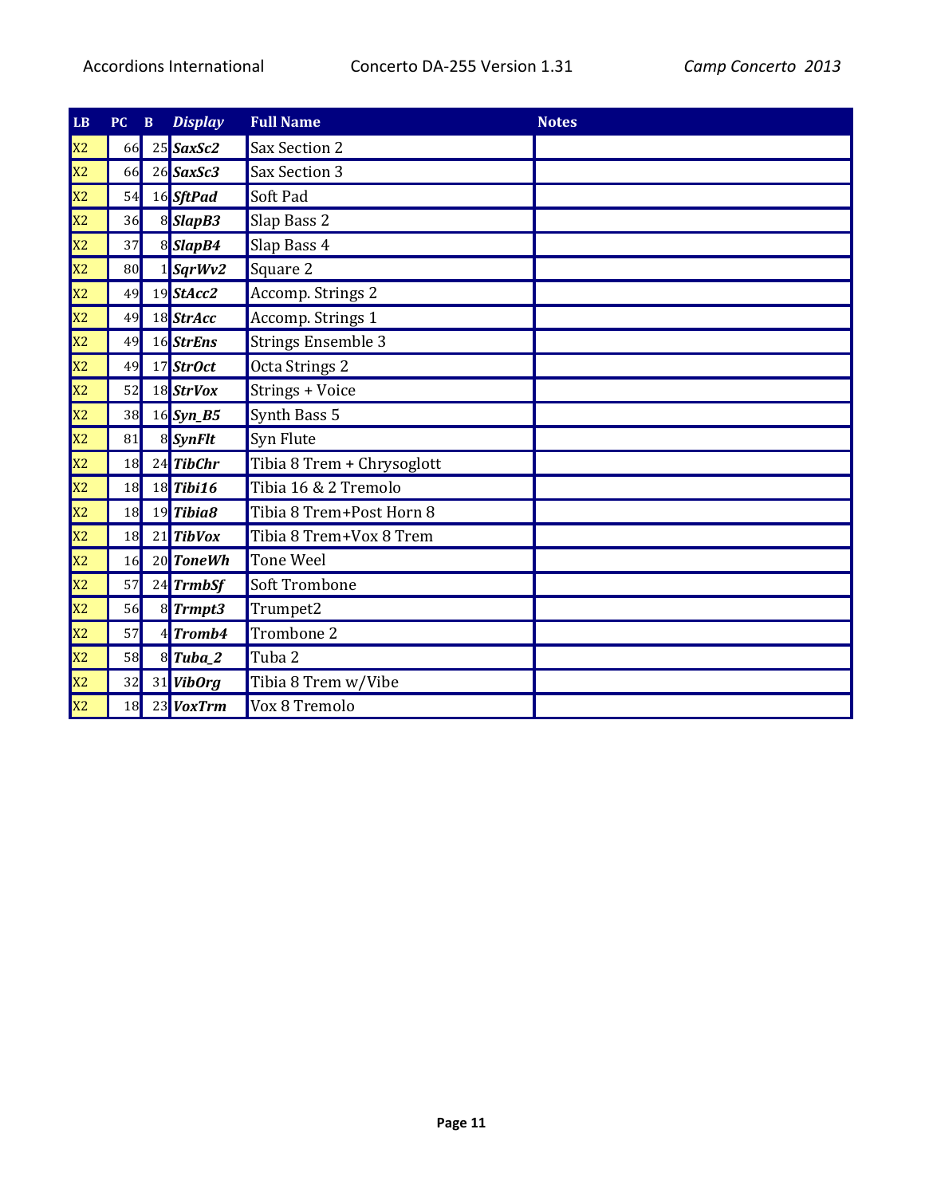| LB | PC | B | *Display* | Full Name | Notes |
|---|---|---|---|---|---|
| X2 | 66 | 25 | ***SaxSc2*** | Sax Section 2 | |
| X2 | 66 | 26 | ***SaxSc3*** | Sax Section 3 | |
| X2 | 54 | 16 | ***SftPad*** | Soft Pad | |
| X2 | 36 | 8 | ***SlapB3*** | Slap Bass 2 | |
| X2 | 37 | 8 | ***SlapB4*** | Slap Bass 4 | |
| X2 | 80 | 1 | ***SqrWv2*** | Square 2 | |
| X2 | 49 | 19 | ***StAcc2*** | Accomp. Strings 2 | |
| X2 | 49 | 18 | ***StrAcc*** | Accomp. Strings 1 | |
| X2 | 49 | 16 | ***StrEns*** | Strings Ensemble 3 | |
| X2 | 49 | 17 | ***StrOct*** | Octa Strings 2 | |
| X2 | 52 | 18 | ***StrVox*** | Strings + Voice | |
| X2 | 38 | 16 | ***Syn_B5*** | Synth Bass 5 | |
| X2 | 81 | 8 | ***SynFlt*** | Syn Flute | |
| X2 | 18 | 24 | ***TibChr*** | Tibia 8 Trem + Chrysoglott | |
| X2 | 18 | 18 | ***Tibi16*** | Tibia 16 & 2 Tremolo | |
| X2 | 18 | 19 | ***Tibia8*** | Tibia 8 Trem+Post Horn 8 | |
| X2 | 18 | 21 | ***TibVox*** | Tibia 8 Trem+Vox 8 Trem | |
| X2 | 16 | 20 | ***ToneWh*** | Tone Weel | |
| X2 | 57 | 24 | ***TrmbSf*** | Soft Trombone | |
| X2 | 56 | 8 | ***Trmpt3*** | Trumpet2 | |
| X2 | 57 | 4 | ***Tromb4*** | Trombone 2 | |
| X2 | 58 | 8 | ***Tuba_2*** | Tuba 2 | |
| X2 | 32 | 31 | ***VibOrg*** | Tibia 8 Trem w/Vibe | |
| X2 | 18 | 23 | ***VoxTrm*** | Vox 8 Tremolo | |